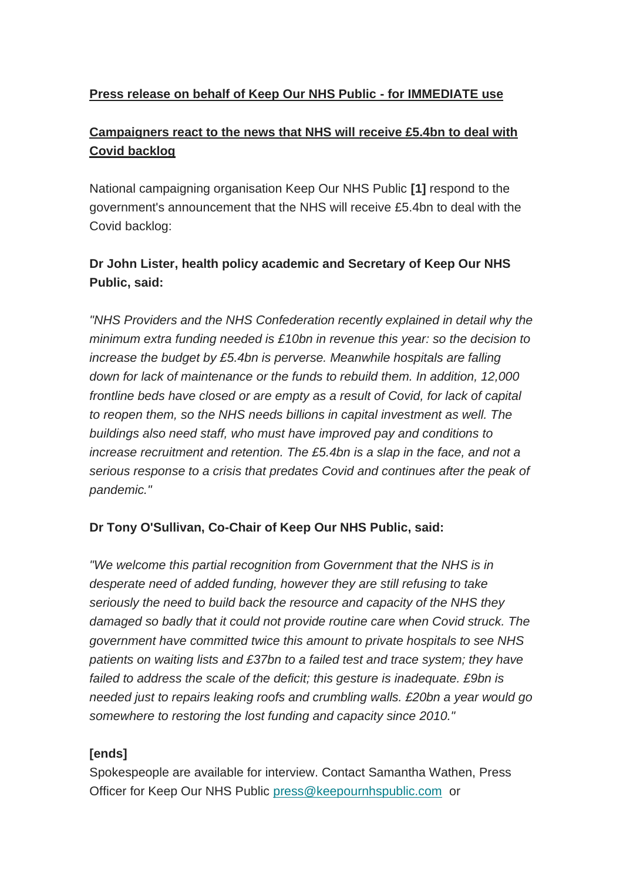**Press release on behalf of Keep Our NHS Public - for IMMEDIATE use**

**Campaigners react to the news that NHS will receive £5.4bn to deal with Covid backlog**

National campaigning organisation Keep Our NHS Public **[1]** respond to the government's announcement that the NHS will receive £5.4bn to deal with the Covid backlog:

**Dr John Lister, health policy academic and Secretary of Keep Our NHS Public, said:**

*"NHS Providers and the NHS Confederation recently explained in detail why the minimum extra funding needed is £10bn in revenue this year: so the decision to increase the budget by £5.4bn is perverse. Meanwhile hospitals are falling down for lack of maintenance or the funds to rebuild them. In addition, 12,000 frontline beds have closed or are empty as a result of Covid, for lack of capital to reopen them, so the NHS needs billions in capital investment as well. The buildings also need staff, who must have improved pay and conditions to increase recruitment and retention. The £5.4bn is a slap in the face, and not a serious response to a crisis that predates Covid and continues after the peak of pandemic."*

**Dr Tony O'Sullivan, Co-Chair of Keep Our NHS Public, said:**

*"We welcome this partial recognition from Government that the NHS is in desperate need of added funding, however they are still refusing to take seriously the need to build back the resource and capacity of the NHS they damaged so badly that it could not provide routine care when Covid struck. The government have committed twice this amount to private hospitals to see NHS patients on waiting lists and £37bn to a failed test and trace system; they have failed to address the scale of the deficit; this gesture is inadequate. £9bn is needed just to repairs leaking roofs and crumbling walls. £20bn a year would go somewhere to restoring the lost funding and capacity since 2010."*

**[ends]**

Spokespeople are available for interview. Contact Samantha Wathen, Press Officer for Keep Our NHS Public press@keepournhspublic.com or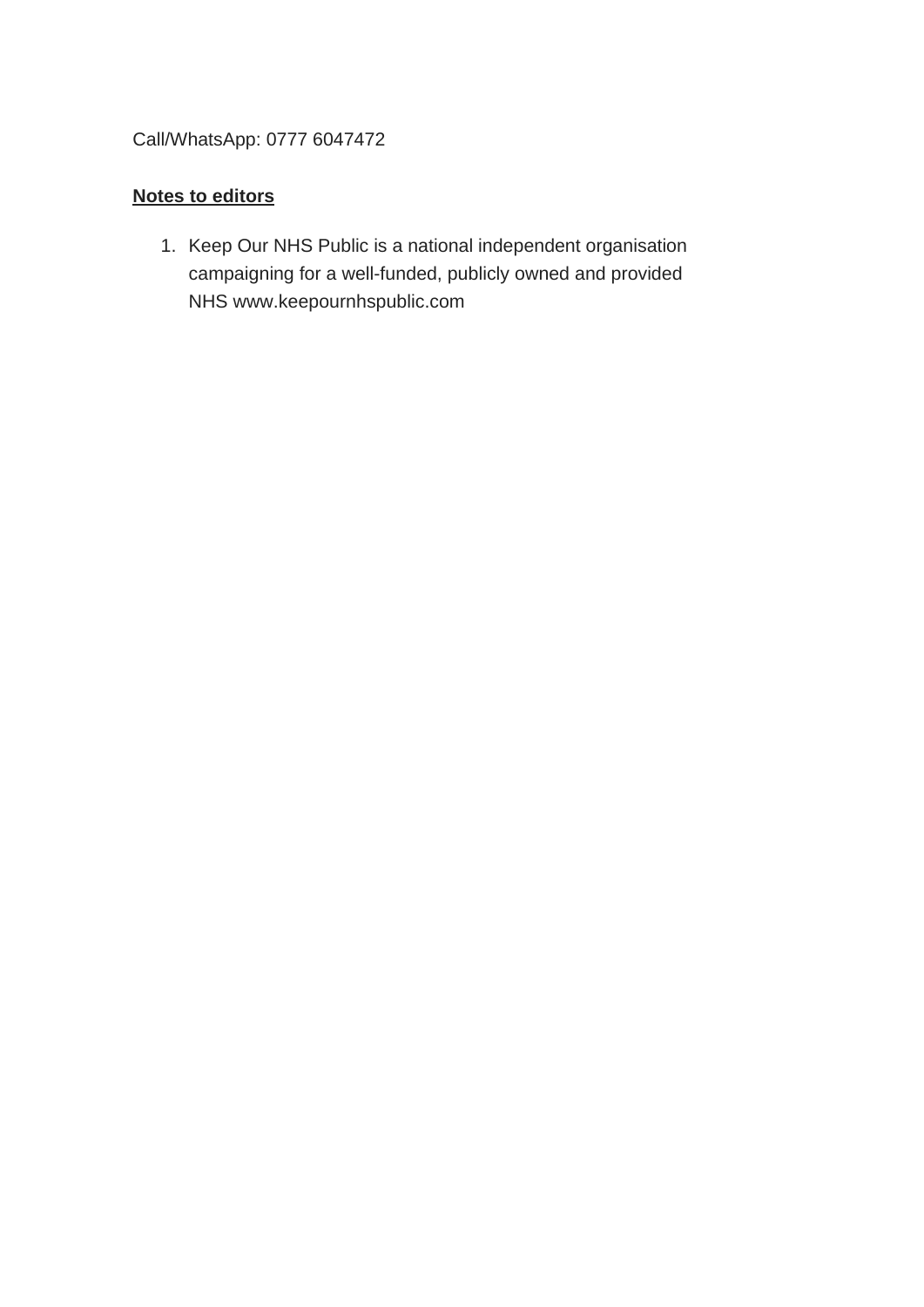Call/WhatsApp: 0777 6047472

**Notes to editors**

1. Keep Our NHS Public is a national independent organisation campaigning for a well-funded, publicly owned and provided NHS www.keepournhspublic.com